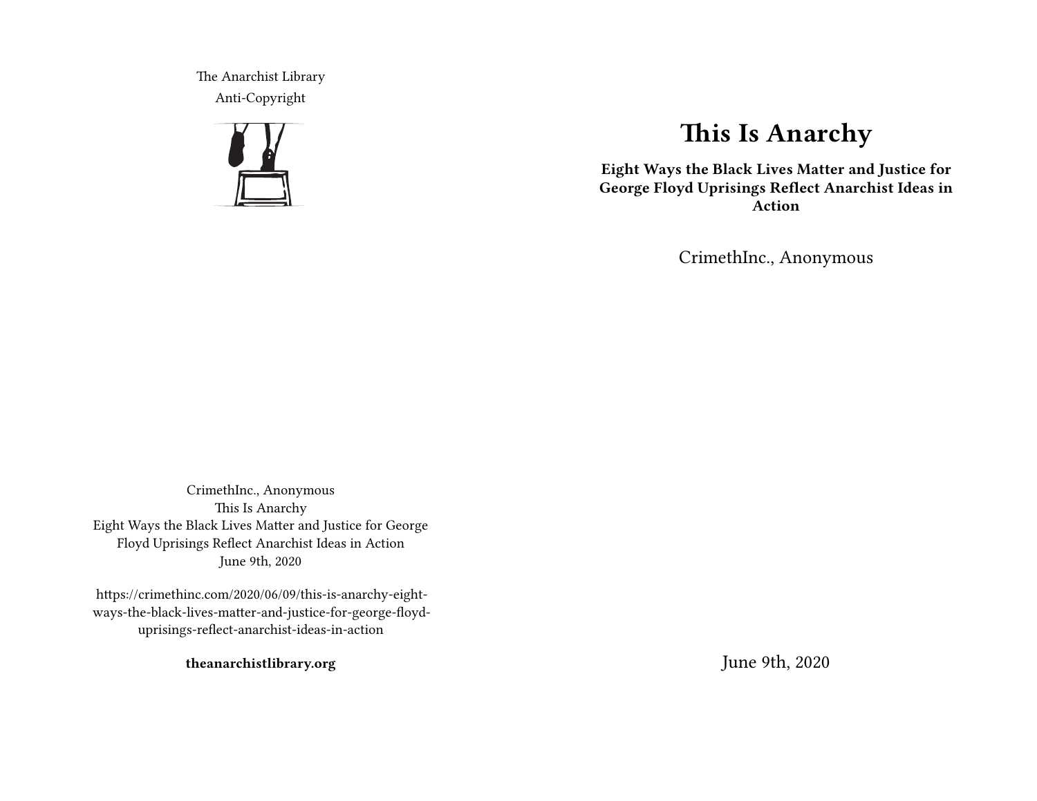# This Is Anarchy

**Eight Ways the Black Lives Matter and Justice for George Floyd Uprisings Reflect Anarchist Ideas in Action**

CrimethInc., Anonymous

June 9th, 2020

The Anarchist Library
Anti-Copyright

CrimethInc., Anonymous
This Is Anarchy
Eight Ways the Black Lives Matter and Justice for George Floyd Uprisings Reflect Anarchist Ideas in Action
June 9th, 2020

https://crimethinc.com/2020/06/09/this-is-anarchy-eight-ways-the-black-lives-matter-and-justice-for-george-floyd-uprisings-reflect-anarchist-ideas-in-action

**theanarchistlibrary.org**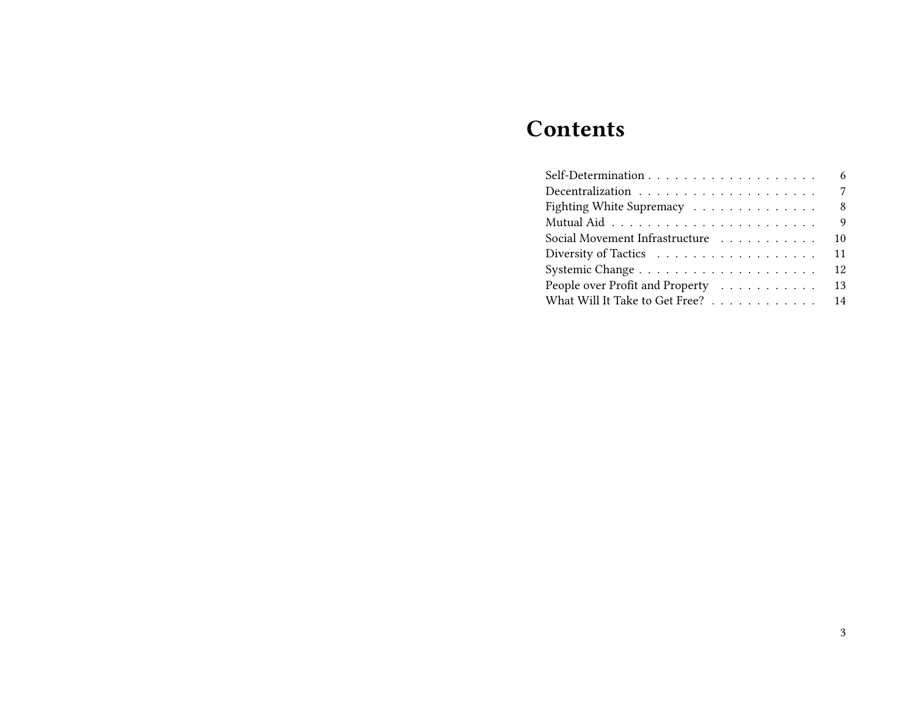# Contents

Self-Determination . . . . . . . . . . . . . . . . . . . 6
Decentralization . . . . . . . . . . . . . . . . . . . . 7
Fighting White Supremacy . . . . . . . . . . . . . . 8
Mutual Aid . . . . . . . . . . . . . . . . . . . . . . . 9
Social Movement Infrastructure . . . . . . . . . . . 10
Diversity of Tactics . . . . . . . . . . . . . . . . . . 11
Systemic Change . . . . . . . . . . . . . . . . . . . . 12
People over Profit and Property . . . . . . . . . . . 13
What Will It Take to Get Free? . . . . . . . . . . . . 14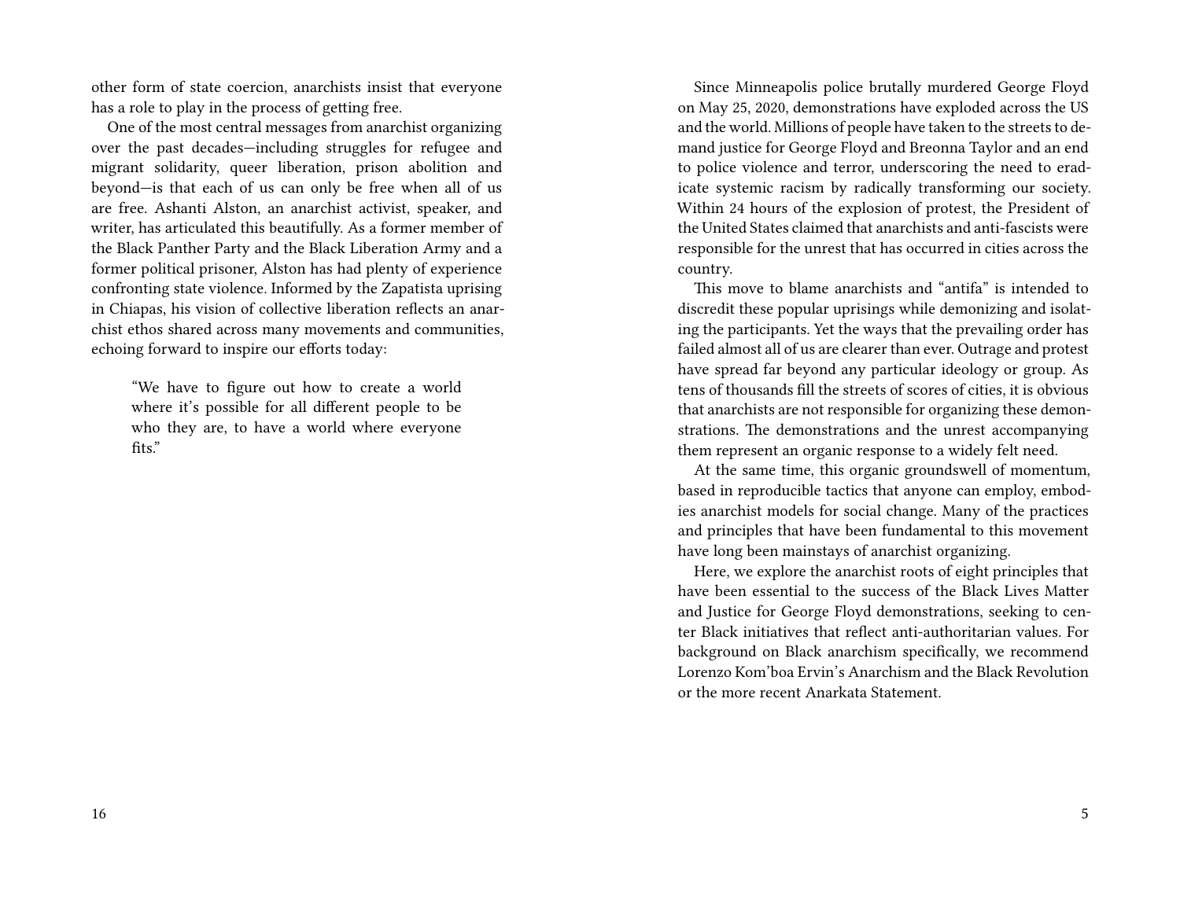other form of state coercion, anarchists insist that everyone has a role to play in the process of getting free.

One of the most central messages from anarchist organizing over the past decades—including struggles for refugee and migrant solidarity, queer liberation, prison abolition and beyond—is that each of us can only be free when all of us are free. Ashanti Alston, an anarchist activist, speaker, and writer, has articulated this beautifully. As a former member of the Black Panther Party and the Black Liberation Army and a former political prisoner, Alston has had plenty of experience confronting state violence. Informed by the Zapatista uprising in Chiapas, his vision of collective liberation reflects an anarchist ethos shared across many movements and communities, echoing forward to inspire our efforts today:

> "We have to figure out how to create a world where it's possible for all different people to be who they are, to have a world where everyone fits."

Since Minneapolis police brutally murdered George Floyd on May 25, 2020, demonstrations have exploded across the US and the world. Millions of people have taken to the streets to demand justice for George Floyd and Breonna Taylor and an end to police violence and terror, underscoring the need to eradicate systemic racism by radically transforming our society. Within 24 hours of the explosion of protest, the President of the United States claimed that anarchists and anti-fascists were responsible for the unrest that has occurred in cities across the country.

This move to blame anarchists and "antifa" is intended to discredit these popular uprisings while demonizing and isolating the participants. Yet the ways that the prevailing order has failed almost all of us are clearer than ever. Outrage and protest have spread far beyond any particular ideology or group. As tens of thousands fill the streets of scores of cities, it is obvious that anarchists are not responsible for organizing these demonstrations. The demonstrations and the unrest accompanying them represent an organic response to a widely felt need.

At the same time, this organic groundswell of momentum, based in reproducible tactics that anyone can employ, embodies anarchist models for social change. Many of the practices and principles that have been fundamental to this movement have long been mainstays of anarchist organizing.

Here, we explore the anarchist roots of eight principles that have been essential to the success of the Black Lives Matter and Justice for George Floyd demonstrations, seeking to center Black initiatives that reflect anti-authoritarian values. For background on Black anarchism specifically, we recommend Lorenzo Kom'boa Ervin's Anarchism and the Black Revolution or the more recent Anarkata Statement.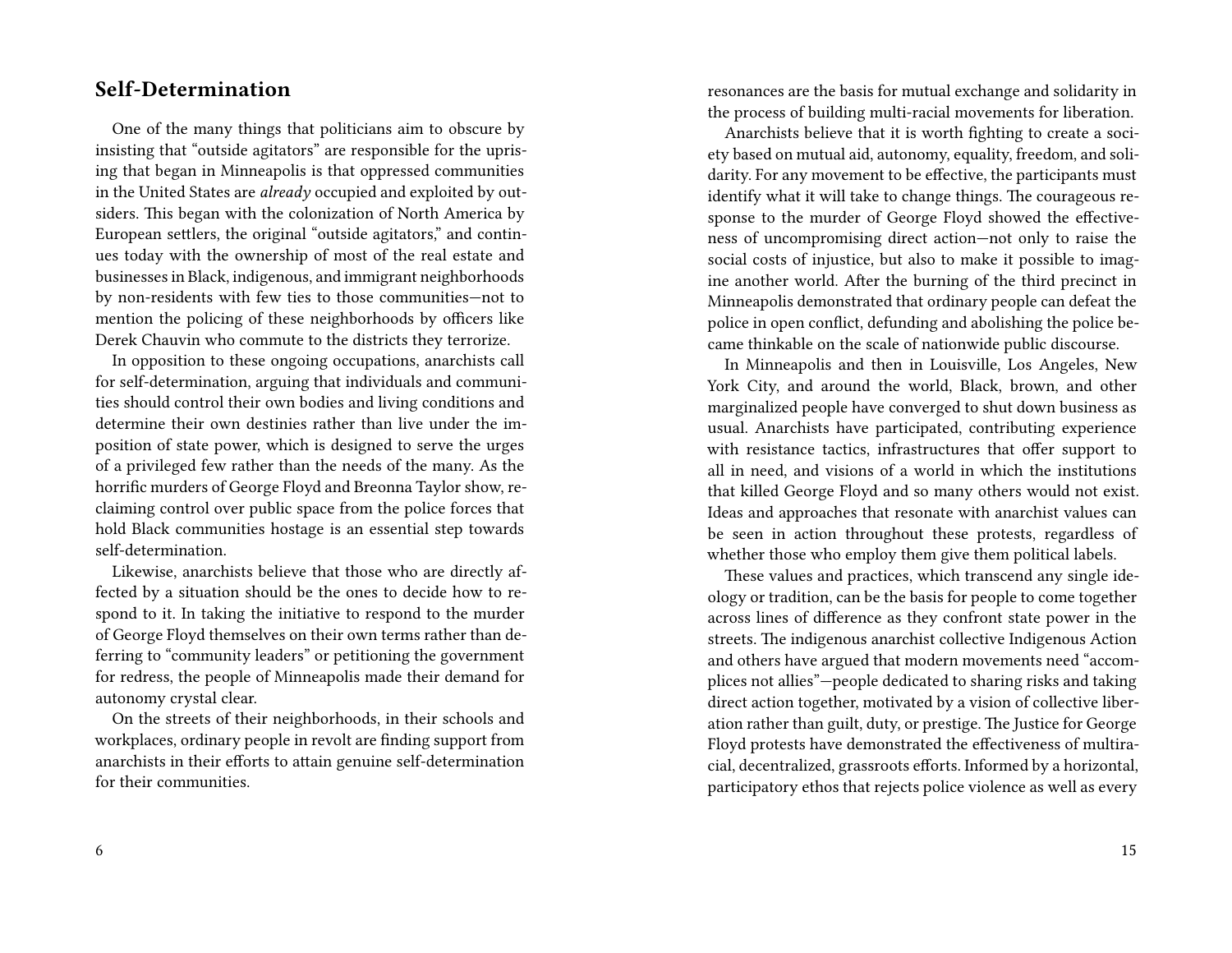## Self-Determination

One of the many things that politicians aim to obscure by insisting that "outside agitators" are responsible for the uprising that began in Minneapolis is that oppressed communities in the United States are *already* occupied and exploited by outsiders. This began with the colonization of North America by European settlers, the original "outside agitators," and continues today with the ownership of most of the real estate and businesses in Black, indigenous, and immigrant neighborhoods by non-residents with few ties to those communities—not to mention the policing of these neighborhoods by officers like Derek Chauvin who commute to the districts they terrorize.

In opposition to these ongoing occupations, anarchists call for self-determination, arguing that individuals and communities should control their own bodies and living conditions and determine their own destinies rather than live under the imposition of state power, which is designed to serve the urges of a privileged few rather than the needs of the many. As the horrific murders of George Floyd and Breonna Taylor show, reclaiming control over public space from the police forces that hold Black communities hostage is an essential step towards self-determination.

Likewise, anarchists believe that those who are directly affected by a situation should be the ones to decide how to respond to it. In taking the initiative to respond to the murder of George Floyd themselves on their own terms rather than deferring to "community leaders" or petitioning the government for redress, the people of Minneapolis made their demand for autonomy crystal clear.

On the streets of their neighborhoods, in their schools and workplaces, ordinary people in revolt are finding support from anarchists in their efforts to attain genuine self-determination for their communities.

resonances are the basis for mutual exchange and solidarity in the process of building multi-racial movements for liberation.

Anarchists believe that it is worth fighting to create a society based on mutual aid, autonomy, equality, freedom, and solidarity. For any movement to be effective, the participants must identify what it will take to change things. The courageous response to the murder of George Floyd showed the effectiveness of uncompromising direct action—not only to raise the social costs of injustice, but also to make it possible to imagine another world. After the burning of the third precinct in Minneapolis demonstrated that ordinary people can defeat the police in open conflict, defunding and abolishing the police became thinkable on the scale of nationwide public discourse.

In Minneapolis and then in Louisville, Los Angeles, New York City, and around the world, Black, brown, and other marginalized people have converged to shut down business as usual. Anarchists have participated, contributing experience with resistance tactics, infrastructures that offer support to all in need, and visions of a world in which the institutions that killed George Floyd and so many others would not exist. Ideas and approaches that resonate with anarchist values can be seen in action throughout these protests, regardless of whether those who employ them give them political labels.

These values and practices, which transcend any single ideology or tradition, can be the basis for people to come together across lines of difference as they confront state power in the streets. The indigenous anarchist collective Indigenous Action and others have argued that modern movements need "accomplices not allies"—people dedicated to sharing risks and taking direct action together, motivated by a vision of collective liberation rather than guilt, duty, or prestige. The Justice for George Floyd protests have demonstrated the effectiveness of multiracial, decentralized, grassroots efforts. Informed by a horizontal, participatory ethos that rejects police violence as well as every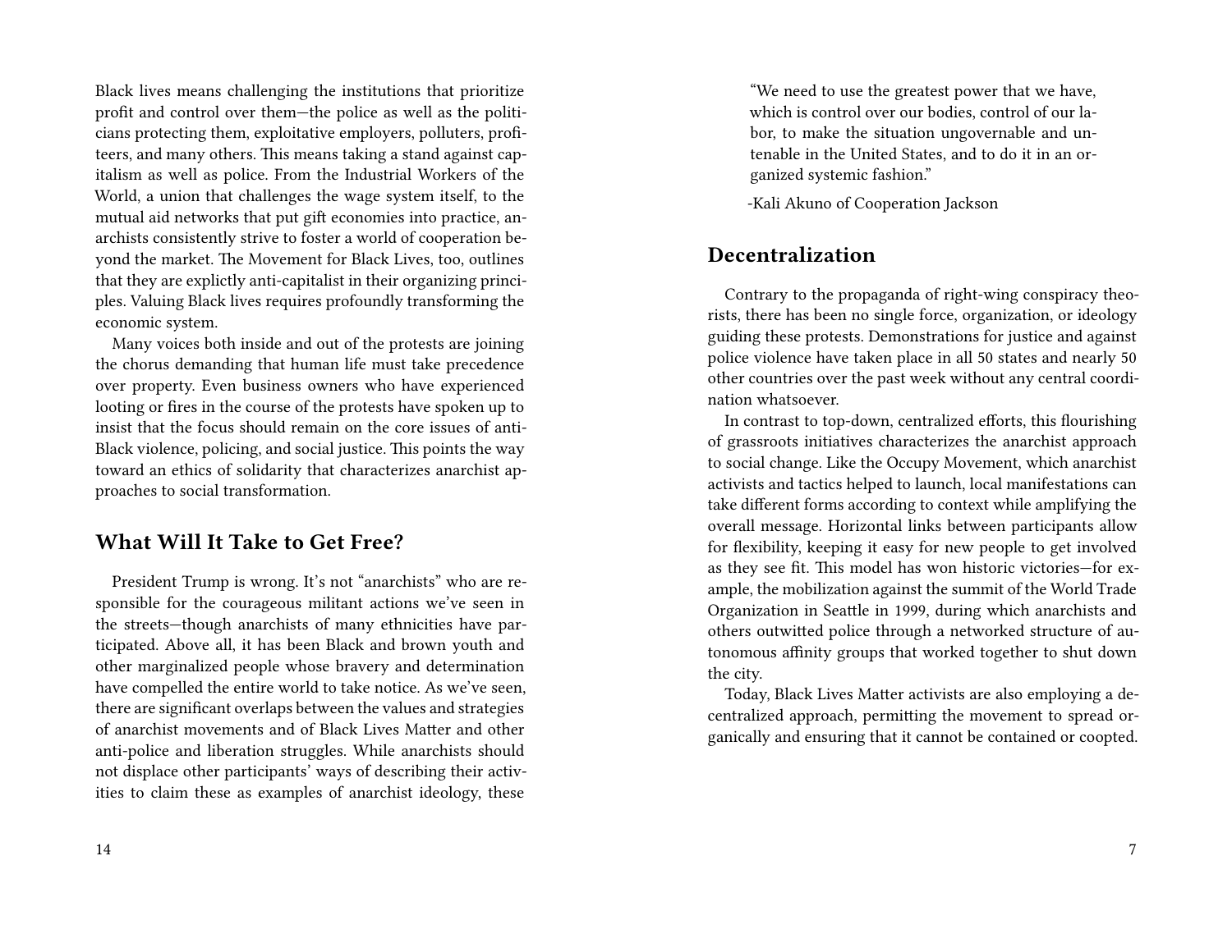Black lives means challenging the institutions that prioritize profit and control over them—the police as well as the politicians protecting them, exploitative employers, polluters, profiteers, and many others. This means taking a stand against capitalism as well as police. From the Industrial Workers of the World, a union that challenges the wage system itself, to the mutual aid networks that put gift economies into practice, anarchists consistently strive to foster a world of cooperation beyond the market. The Movement for Black Lives, too, outlines that they are explictly anti-capitalist in their organizing principles. Valuing Black lives requires profoundly transforming the economic system.

Many voices both inside and out of the protests are joining the chorus demanding that human life must take precedence over property. Even business owners who have experienced looting or fires in the course of the protests have spoken up to insist that the focus should remain on the core issues of anti-Black violence, policing, and social justice. This points the way toward an ethics of solidarity that characterizes anarchist approaches to social transformation.

## What Will It Take to Get Free?

President Trump is wrong. It's not "anarchists" who are responsible for the courageous militant actions we've seen in the streets—though anarchists of many ethnicities have participated. Above all, it has been Black and brown youth and other marginalized people whose bravery and determination have compelled the entire world to take notice. As we've seen, there are significant overlaps between the values and strategies of anarchist movements and of Black Lives Matter and other anti-police and liberation struggles. While anarchists should not displace other participants' ways of describing their activities to claim these as examples of anarchist ideology, these

> "We need to use the greatest power that we have, which is control over our bodies, control of our labor, to make the situation ungovernable and untenable in the United States, and to do it in an organized systemic fashion."
>
> -Kali Akuno of Cooperation Jackson

## Decentralization

Contrary to the propaganda of right-wing conspiracy theorists, there has been no single force, organization, or ideology guiding these protests. Demonstrations for justice and against police violence have taken place in all 50 states and nearly 50 other countries over the past week without any central coordination whatsoever.

In contrast to top-down, centralized efforts, this flourishing of grassroots initiatives characterizes the anarchist approach to social change. Like the Occupy Movement, which anarchist activists and tactics helped to launch, local manifestations can take different forms according to context while amplifying the overall message. Horizontal links between participants allow for flexibility, keeping it easy for new people to get involved as they see fit. This model has won historic victories—for example, the mobilization against the summit of the World Trade Organization in Seattle in 1999, during which anarchists and others outwitted police through a networked structure of autonomous affinity groups that worked together to shut down the city.

Today, Black Lives Matter activists are also employing a decentralized approach, permitting the movement to spread organically and ensuring that it cannot be contained or coopted.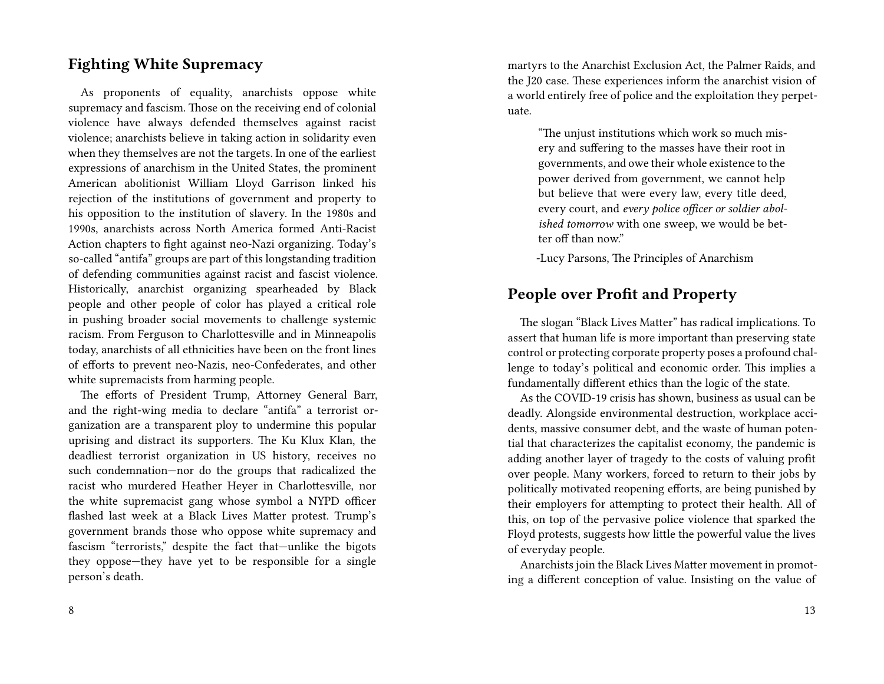## Fighting White Supremacy

As proponents of equality, anarchists oppose white supremacy and fascism. Those on the receiving end of colonial violence have always defended themselves against racist violence; anarchists believe in taking action in solidarity even when they themselves are not the targets. In one of the earliest expressions of anarchism in the United States, the prominent American abolitionist William Lloyd Garrison linked his rejection of the institutions of government and property to his opposition to the institution of slavery. In the 1980s and 1990s, anarchists across North America formed Anti-Racist Action chapters to fight against neo-Nazi organizing. Today's so-called "antifa" groups are part of this longstanding tradition of defending communities against racist and fascist violence. Historically, anarchist organizing spearheaded by Black people and other people of color has played a critical role in pushing broader social movements to challenge systemic racism. From Ferguson to Charlottesville and in Minneapolis today, anarchists of all ethnicities have been on the front lines of efforts to prevent neo-Nazis, neo-Confederates, and other white supremacists from harming people.

The efforts of President Trump, Attorney General Barr, and the right-wing media to declare "antifa" a terrorist organization are a transparent ploy to undermine this popular uprising and distract its supporters. The Ku Klux Klan, the deadliest terrorist organization in US history, receives no such condemnation—nor do the groups that radicalized the racist who murdered Heather Heyer in Charlottesville, nor the white supremacist gang whose symbol a NYPD officer flashed last week at a Black Lives Matter protest. Trump's government brands those who oppose white supremacy and fascism "terrorists," despite the fact that—unlike the bigots they oppose—they have yet to be responsible for a single person's death.

martyrs to the Anarchist Exclusion Act, the Palmer Raids, and the J20 case. These experiences inform the anarchist vision of a world entirely free of police and the exploitation they perpetuate.

> "The unjust institutions which work so much misery and suffering to the masses have their root in governments, and owe their whole existence to the power derived from government, we cannot help but believe that were every law, every title deed, every court, and *every police officer or soldier abolished tomorrow* with one sweep, we would be better off than now."
>
> -Lucy Parsons, The Principles of Anarchism

## People over Profit and Property

The slogan "Black Lives Matter" has radical implications. To assert that human life is more important than preserving state control or protecting corporate property poses a profound challenge to today's political and economic order. This implies a fundamentally different ethics than the logic of the state.

As the COVID-19 crisis has shown, business as usual can be deadly. Alongside environmental destruction, workplace accidents, massive consumer debt, and the waste of human potential that characterizes the capitalist economy, the pandemic is adding another layer of tragedy to the costs of valuing profit over people. Many workers, forced to return to their jobs by politically motivated reopening efforts, are being punished by their employers for attempting to protect their health. All of this, on top of the pervasive police violence that sparked the Floyd protests, suggests how little the powerful value the lives of everyday people.

Anarchists join the Black Lives Matter movement in promoting a different conception of value. Insisting on the value of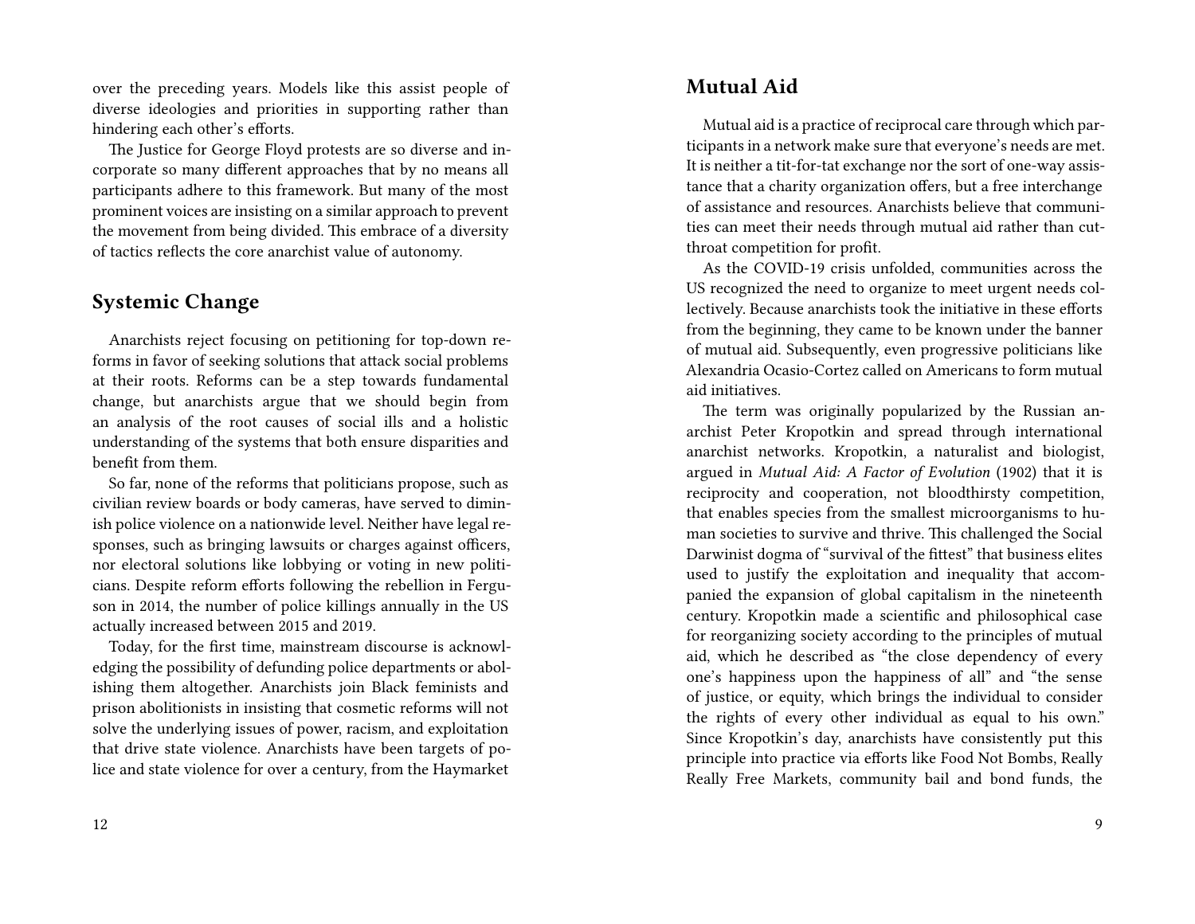over the preceding years. Models like this assist people of diverse ideologies and priorities in supporting rather than hindering each other's efforts.

The Justice for George Floyd protests are so diverse and incorporate so many different approaches that by no means all participants adhere to this framework. But many of the most prominent voices are insisting on a similar approach to prevent the movement from being divided. This embrace of a diversity of tactics reflects the core anarchist value of autonomy.

## Systemic Change

Anarchists reject focusing on petitioning for top-down reforms in favor of seeking solutions that attack social problems at their roots. Reforms can be a step towards fundamental change, but anarchists argue that we should begin from an analysis of the root causes of social ills and a holistic understanding of the systems that both ensure disparities and benefit from them.

So far, none of the reforms that politicians propose, such as civilian review boards or body cameras, have served to diminish police violence on a nationwide level. Neither have legal responses, such as bringing lawsuits or charges against officers, nor electoral solutions like lobbying or voting in new politicians. Despite reform efforts following the rebellion in Ferguson in 2014, the number of police killings annually in the US actually increased between 2015 and 2019.

Today, for the first time, mainstream discourse is acknowledging the possibility of defunding police departments or abolishing them altogether. Anarchists join Black feminists and prison abolitionists in insisting that cosmetic reforms will not solve the underlying issues of power, racism, and exploitation that drive state violence. Anarchists have been targets of police and state violence for over a century, from the Haymarket

## Mutual Aid

Mutual aid is a practice of reciprocal care through which participants in a network make sure that everyone's needs are met. It is neither a tit-for-tat exchange nor the sort of one-way assistance that a charity organization offers, but a free interchange of assistance and resources. Anarchists believe that communities can meet their needs through mutual aid rather than cutthroat competition for profit.

As the COVID-19 crisis unfolded, communities across the US recognized the need to organize to meet urgent needs collectively. Because anarchists took the initiative in these efforts from the beginning, they came to be known under the banner of mutual aid. Subsequently, even progressive politicians like Alexandria Ocasio-Cortez called on Americans to form mutual aid initiatives.

The term was originally popularized by the Russian anarchist Peter Kropotkin and spread through international anarchist networks. Kropotkin, a naturalist and biologist, argued in *Mutual Aid: A Factor of Evolution* (1902) that it is reciprocity and cooperation, not bloodthirsty competition, that enables species from the smallest microorganisms to human societies to survive and thrive. This challenged the Social Darwinist dogma of "survival of the fittest" that business elites used to justify the exploitation and inequality that accompanied the expansion of global capitalism in the nineteenth century. Kropotkin made a scientific and philosophical case for reorganizing society according to the principles of mutual aid, which he described as "the close dependency of every one's happiness upon the happiness of all" and "the sense of justice, or equity, which brings the individual to consider the rights of every other individual as equal to his own." Since Kropotkin's day, anarchists have consistently put this principle into practice via efforts like Food Not Bombs, Really Really Free Markets, community bail and bond funds, the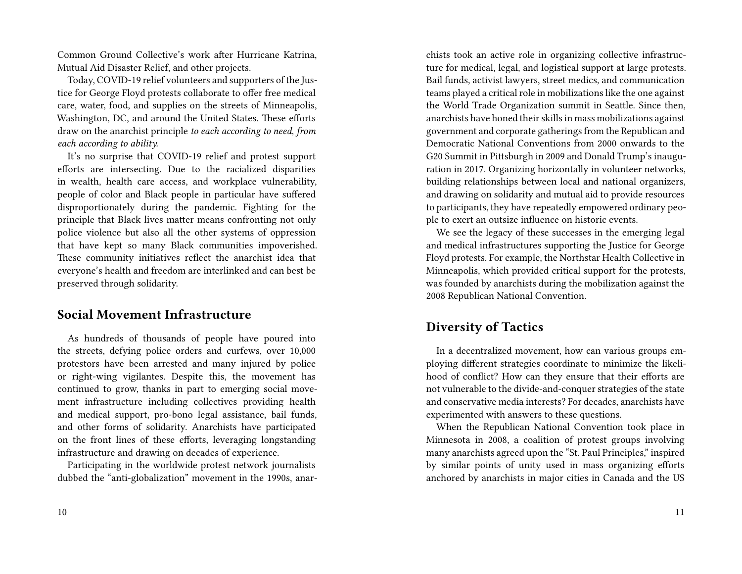Common Ground Collective's work after Hurricane Katrina, Mutual Aid Disaster Relief, and other projects.

Today, COVID-19 relief volunteers and supporters of the Justice for George Floyd protests collaborate to offer free medical care, water, food, and supplies on the streets of Minneapolis, Washington, DC, and around the United States. These efforts draw on the anarchist principle *to each according to need, from each according to ability.*

It's no surprise that COVID-19 relief and protest support efforts are intersecting. Due to the racialized disparities in wealth, health care access, and workplace vulnerability, people of color and Black people in particular have suffered disproportionately during the pandemic. Fighting for the principle that Black lives matter means confronting not only police violence but also all the other systems of oppression that have kept so many Black communities impoverished. These community initiatives reflect the anarchist idea that everyone's health and freedom are interlinked and can best be preserved through solidarity.

## Social Movement Infrastructure

As hundreds of thousands of people have poured into the streets, defying police orders and curfews, over 10,000 protestors have been arrested and many injured by police or right-wing vigilantes. Despite this, the movement has continued to grow, thanks in part to emerging social movement infrastructure including collectives providing health and medical support, pro-bono legal assistance, bail funds, and other forms of solidarity. Anarchists have participated on the front lines of these efforts, leveraging longstanding infrastructure and drawing on decades of experience.

Participating in the worldwide protest network journalists dubbed the "anti-globalization" movement in the 1990s, anarchists took an active role in organizing collective infrastructure for medical, legal, and logistical support at large protests. Bail funds, activist lawyers, street medics, and communication teams played a critical role in mobilizations like the one against the World Trade Organization summit in Seattle. Since then, anarchists have honed their skills in mass mobilizations against government and corporate gatherings from the Republican and Democratic National Conventions from 2000 onwards to the G20 Summit in Pittsburgh in 2009 and Donald Trump's inauguration in 2017. Organizing horizontally in volunteer networks, building relationships between local and national organizers, and drawing on solidarity and mutual aid to provide resources to participants, they have repeatedly empowered ordinary people to exert an outsize influence on historic events.

We see the legacy of these successes in the emerging legal and medical infrastructures supporting the Justice for George Floyd protests. For example, the Northstar Health Collective in Minneapolis, which provided critical support for the protests, was founded by anarchists during the mobilization against the 2008 Republican National Convention.

## Diversity of Tactics

In a decentralized movement, how can various groups employing different strategies coordinate to minimize the likelihood of conflict? How can they ensure that their efforts are not vulnerable to the divide-and-conquer strategies of the state and conservative media interests? For decades, anarchists have experimented with answers to these questions.

When the Republican National Convention took place in Minnesota in 2008, a coalition of protest groups involving many anarchists agreed upon the "St. Paul Principles," inspired by similar points of unity used in mass organizing efforts anchored by anarchists in major cities in Canada and the US